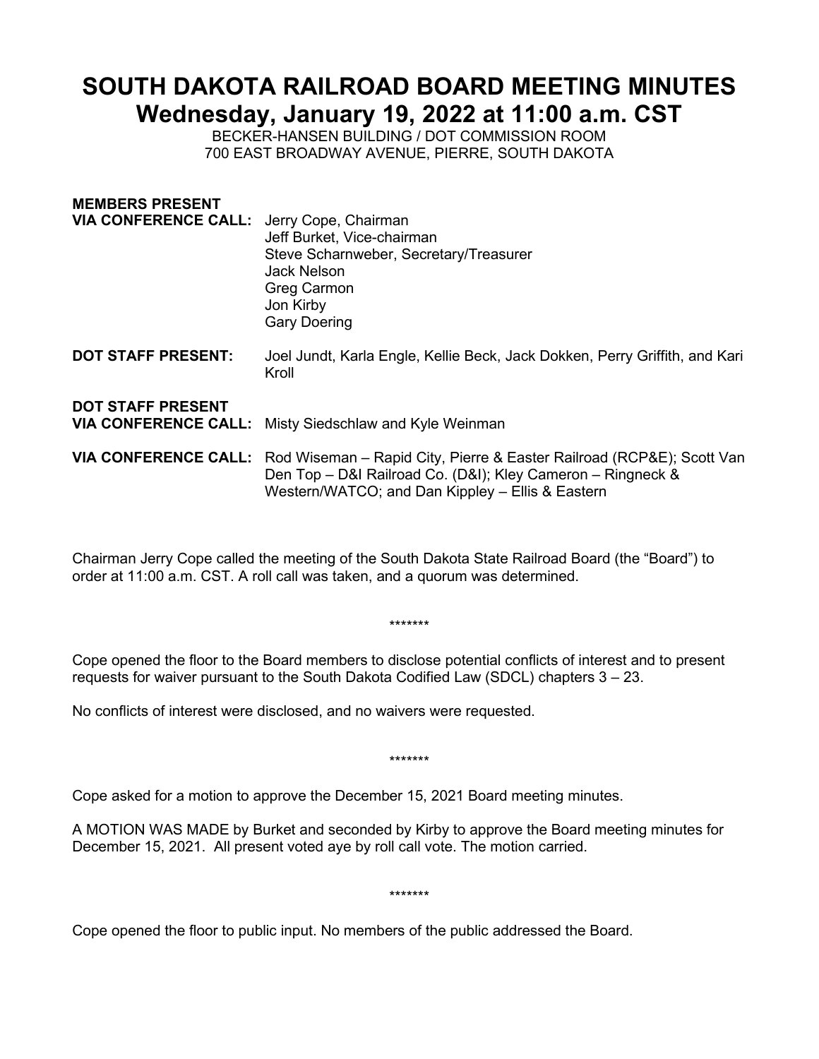# SOUTH DAKOTA RAILROAD BOARD MEETING MINUTES
# Wednesday, January 19, 2022 at 11:00 a.m. CST

BECKER-HANSEN BUILDING / DOT COMMISSION ROOM
700 EAST BROADWAY AVENUE, PIERRE, SOUTH DAKOTA

**MEMBERS PRESENT VIA CONFERENCE CALL:** Jerry Cope, Chairman
Jeff Burket, Vice-chairman
Steve Scharnweber, Secretary/Treasurer
Jack Nelson
Greg Carmon
Jon Kirby
Gary Doering

**DOT STAFF PRESENT:** Joel Jundt, Karla Engle, Kellie Beck, Jack Dokken, Perry Griffith, and Kari Kroll

**DOT STAFF PRESENT VIA CONFERENCE CALL:** Misty Siedschlaw and Kyle Weinman

**VIA CONFERENCE CALL:** Rod Wiseman – Rapid City, Pierre & Easter Railroad (RCP&E); Scott Van Den Top – D&I Railroad Co. (D&I); Kley Cameron – Ringneck & Western/WATCO; and Dan Kippley – Ellis & Eastern

Chairman Jerry Cope called the meeting of the South Dakota State Railroad Board (the "Board") to order at 11:00 a.m. CST. A roll call was taken, and a quorum was determined.

*******

Cope opened the floor to the Board members to disclose potential conflicts of interest and to present requests for waiver pursuant to the South Dakota Codified Law (SDCL) chapters 3 – 23.

No conflicts of interest were disclosed, and no waivers were requested.

*******

Cope asked for a motion to approve the December 15, 2021 Board meeting minutes.

A MOTION WAS MADE by Burket and seconded by Kirby to approve the Board meeting minutes for December 15, 2021. All present voted aye by roll call vote. The motion carried.

*******

Cope opened the floor to public input. No members of the public addressed the Board.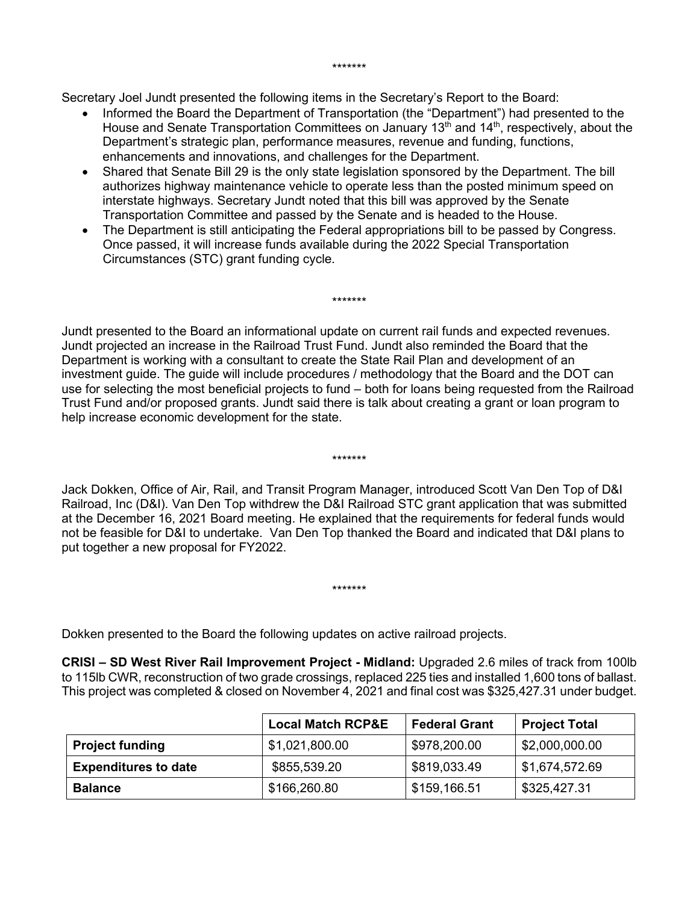*******

Secretary Joel Jundt presented the following items in the Secretary's Report to the Board:

- Informed the Board the Department of Transportation (the "Department") had presented to the House and Senate Transportation Committees on January 13th and 14th, respectively, about the Department's strategic plan, performance measures, revenue and funding, functions, enhancements and innovations, and challenges for the Department.
- Shared that Senate Bill 29 is the only state legislation sponsored by the Department. The bill authorizes highway maintenance vehicle to operate less than the posted minimum speed on interstate highways. Secretary Jundt noted that this bill was approved by the Senate Transportation Committee and passed by the Senate and is headed to the House.
- The Department is still anticipating the Federal appropriations bill to be passed by Congress. Once passed, it will increase funds available during the 2022 Special Transportation Circumstances (STC) grant funding cycle.

*******

Jundt presented to the Board an informational update on current rail funds and expected revenues. Jundt projected an increase in the Railroad Trust Fund. Jundt also reminded the Board that the Department is working with a consultant to create the State Rail Plan and development of an investment guide. The guide will include procedures / methodology that the Board and the DOT can use for selecting the most beneficial projects to fund – both for loans being requested from the Railroad Trust Fund and/or proposed grants. Jundt said there is talk about creating a grant or loan program to help increase economic development for the state.

*******

Jack Dokken, Office of Air, Rail, and Transit Program Manager, introduced Scott Van Den Top of D&I Railroad, Inc (D&I). Van Den Top withdrew the D&I Railroad STC grant application that was submitted at the December 16, 2021 Board meeting. He explained that the requirements for federal funds would not be feasible for D&I to undertake. Van Den Top thanked the Board and indicated that D&I plans to put together a new proposal for FY2022.

*******

Dokken presented to the Board the following updates on active railroad projects.

**CRISI – SD West River Rail Improvement Project - Midland:** Upgraded 2.6 miles of track from 100lb to 115lb CWR, reconstruction of two grade crossings, replaced 225 ties and installed 1,600 tons of ballast. This project was completed & closed on November 4, 2021 and final cost was $325,427.31 under budget.

| | Local Match RCP&E | Federal Grant | Project Total |
|---|---|---|---|
| **Project funding** | $1,021,800.00 | $978,200.00 | $2,000,000.00 |
| **Expenditures to date** | $855,539.20 | $819,033.49 | $1,674,572.69 |
| **Balance** | $166,260.80 | $159,166.51 | $325,427.31 |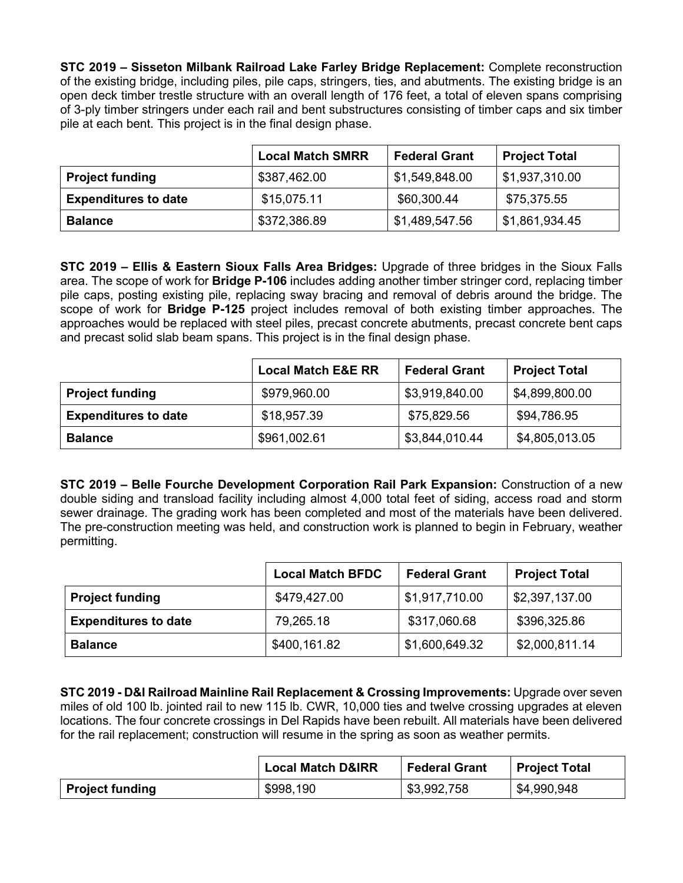**STC 2019 – Sisseton Milbank Railroad Lake Farley Bridge Replacement:** Complete reconstruction of the existing bridge, including piles, pile caps, stringers, ties, and abutments. The existing bridge is an open deck timber trestle structure with an overall length of 176 feet, a total of eleven spans comprising of 3-ply timber stringers under each rail and bent substructures consisting of timber caps and six timber pile at each bent. This project is in the final design phase.

| | Local Match SMRR | Federal Grant | Project Total |
|---|---|---|---|
| **Project funding** | $387,462.00 | $1,549,848.00 | $1,937,310.00 |
| **Expenditures to date** | $15,075.11 | $60,300.44 | $75,375.55 |
| **Balance** | $372,386.89 | $1,489,547.56 | $1,861,934.45 |

**STC 2019 – Ellis & Eastern Sioux Falls Area Bridges:** Upgrade of three bridges in the Sioux Falls area. The scope of work for **Bridge P-106** includes adding another timber stringer cord, replacing timber pile caps, posting existing pile, replacing sway bracing and removal of debris around the bridge. The scope of work for **Bridge P-125** project includes removal of both existing timber approaches. The approaches would be replaced with steel piles, precast concrete abutments, precast concrete bent caps and precast solid slab beam spans. This project is in the final design phase.

| | Local Match E&E RR | Federal Grant | Project Total |
|---|---|---|---|
| **Project funding** | $979,960.00 | $3,919,840.00 | $4,899,800.00 |
| **Expenditures to date** | $18,957.39 | $75,829.56 | $94,786.95 |
| **Balance** | $961,002.61 | $3,844,010.44 | $4,805,013.05 |

**STC 2019 – Belle Fourche Development Corporation Rail Park Expansion:** Construction of a new double siding and transload facility including almost 4,000 total feet of siding, access road and storm sewer drainage. The grading work has been completed and most of the materials have been delivered. The pre-construction meeting was held, and construction work is planned to begin in February, weather permitting.

| | Local Match BFDC | Federal Grant | Project Total |
|---|---|---|---|
| **Project funding** | $479,427.00 | $1,917,710.00 | $2,397,137.00 |
| **Expenditures to date** | 79,265.18 | $317,060.68 | $396,325.86 |
| **Balance** | $400,161.82 | $1,600,649.32 | $2,000,811.14 |

**STC 2019 - D&I Railroad Mainline Rail Replacement & Crossing Improvements:** Upgrade over seven miles of old 100 lb. jointed rail to new 115 lb. CWR, 10,000 ties and twelve crossing upgrades at eleven locations. The four concrete crossings in Del Rapids have been rebuilt. All materials have been delivered for the rail replacement; construction will resume in the spring as soon as weather permits.

| | Local Match D&IRR | Federal Grant | Project Total |
|---|---|---|---|
| **Project funding** | $998,190 | $3,992,758 | $4,990,948 |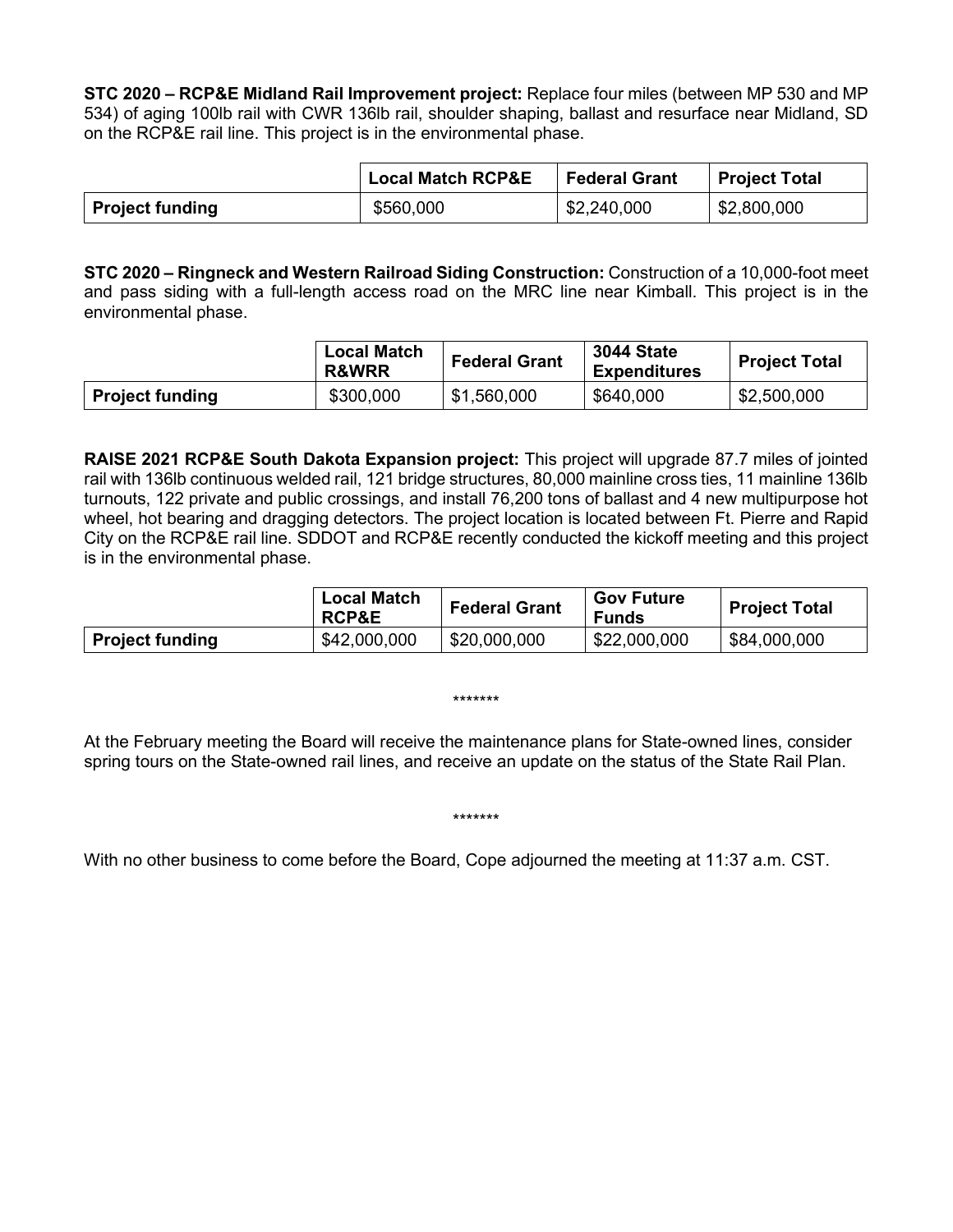**STC 2020 – RCP&E Midland Rail Improvement project:** Replace four miles (between MP 530 and MP 534) of aging 100lb rail with CWR 136lb rail, shoulder shaping, ballast and resurface near Midland, SD on the RCP&E rail line. This project is in the environmental phase.

| | Local Match RCP&E | Federal Grant | Project Total |
|---|---|---|---|
| **Project funding** | $560,000 | $2,240,000 | $2,800,000 |

**STC 2020 – Ringneck and Western Railroad Siding Construction:** Construction of a 10,000-foot meet and pass siding with a full-length access road on the MRC line near Kimball. This project is in the environmental phase.

| | Local Match R&WRR | Federal Grant | 3044 State Expenditures | Project Total |
|---|---|---|---|---|
| **Project funding** | $300,000 | $1,560,000 | $640,000 | $2,500,000 |

**RAISE 2021 RCP&E South Dakota Expansion project:** This project will upgrade 87.7 miles of jointed rail with 136lb continuous welded rail, 121 bridge structures, 80,000 mainline cross ties, 11 mainline 136lb turnouts, 122 private and public crossings, and install 76,200 tons of ballast and 4 new multipurpose hot wheel, hot bearing and dragging detectors. The project location is located between Ft. Pierre and Rapid City on the RCP&E rail line. SDDOT and RCP&E recently conducted the kickoff meeting and this project is in the environmental phase.

| | Local Match RCP&E | Federal Grant | Gov Future Funds | Project Total |
|---|---|---|---|---|
| **Project funding** | $42,000,000 | $20,000,000 | $22,000,000 | $84,000,000 |

*******

At the February meeting the Board will receive the maintenance plans for State-owned lines, consider spring tours on the State-owned rail lines, and receive an update on the status of the State Rail Plan.

*******

With no other business to come before the Board, Cope adjourned the meeting at 11:37 a.m. CST.